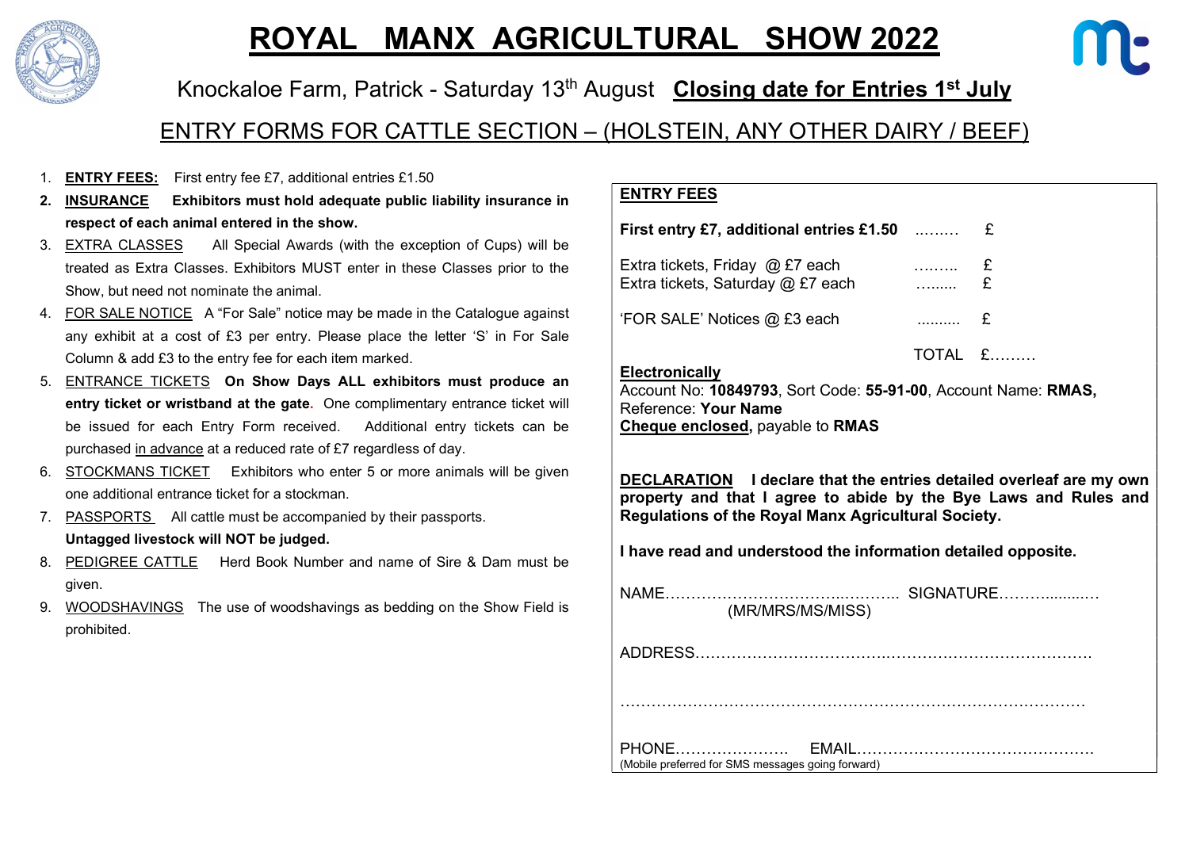# ROYAL MANX AGRICULTURAL SHOW 2022

Knockaloe Farm, Patrick - Saturday 13th August **Closing date for Entries 1st July**

## ENTRY FORMS FOR CATTLE SECTION – (HOLSTEIN, ANY OTHER DAIRY / BEEF)

1. **ENTRY FEES:** First entry fee £7, additional entries £1.50
2. **INSURANCE Exhibitors must hold adequate public liability insurance in respect of each animal entered in the show.**
3. EXTRA CLASSES All Special Awards (with the exception of Cups) will be treated as Extra Classes. Exhibitors MUST enter in these Classes prior to the Show, but need not nominate the animal.
4. FOR SALE NOTICE A "For Sale" notice may be made in the Catalogue against any exhibit at a cost of £3 per entry. Please place the letter 'S' in For Sale Column & add £3 to the entry fee for each item marked.
5. ENTRANCE TICKETS **On Show Days ALL exhibitors must produce an entry ticket or wristband at the gate.** One complimentary entrance ticket will be issued for each Entry Form received. Additional entry tickets can be purchased in advance at a reduced rate of £7 regardless of day.
6. STOCKMANS TICKET Exhibitors who enter 5 or more animals will be given one additional entrance ticket for a stockman.
7. PASSPORTS All cattle must be accompanied by their passports.
   **Untagged livestock will NOT be judged.**
8. PEDIGREE CATTLE Herd Book Number and name of Sire & Dam must be given.
9. WOODSHAVINGS The use of woodshavings as bedding on the Show Field is prohibited.

**ENTRY FEES**

**First entry £7, additional entries £1.50** ……… £

Extra tickets, Friday @ £7 each ……… £
Extra tickets, Saturday @ £7 each ……… £

'FOR SALE' Notices @ £3 each ………. £

TOTAL £………

**Electronically**
Account No: **10849793**, Sort Code: **55-91-00**, Account Name: **RMAS,**
Reference: **Your Name**
**Cheque enclosed,** payable to **RMAS**

**DECLARATION I declare that the entries detailed overleaf are my own property and that I agree to abide by the Bye Laws and Rules and Regulations of the Royal Manx Agricultural Society.**

**I have read and understood the information detailed opposite.**

NAME……………………………………….. SIGNATURE………………
(MR/MRS/MS/MISS)

ADDRESS……………………………………………………………………

……………………………………………………………………………………

PHONE…………………. EMAIL………………………………………….
(Mobile preferred for SMS messages going forward)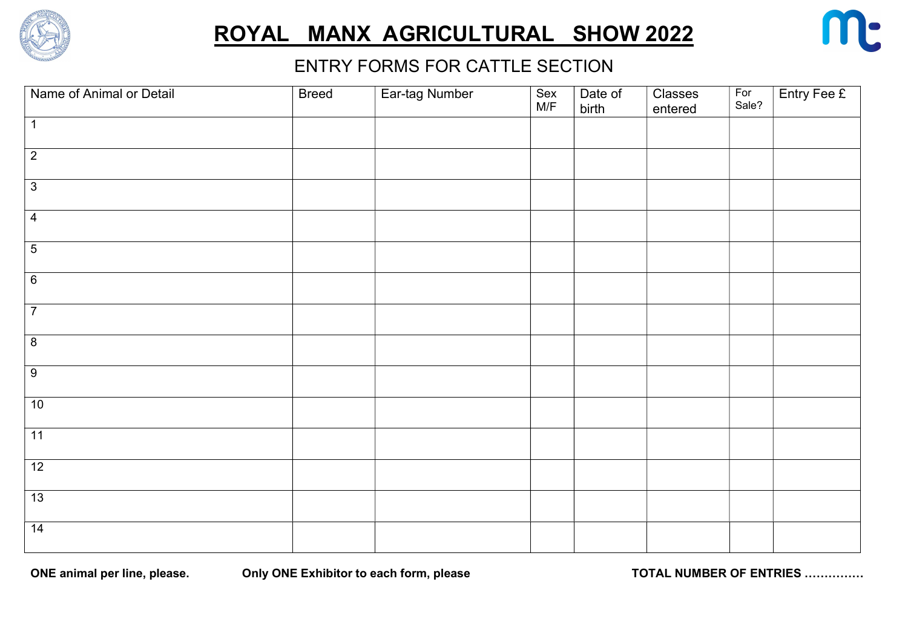# ROYAL MANX AGRICULTURAL SHOW 2022

## ENTRY FORMS FOR CATTLE SECTION

| Name of Animal or Detail | Breed | Ear-tag Number | Sex M/F | Date of birth | Classes entered | For Sale? | Entry Fee £ |
|---|---|---|---|---|---|---|---|
| 1 | | | | | | | |
| 2 | | | | | | | |
| 3 | | | | | | | |
| 4 | | | | | | | |
| 5 | | | | | | | |
| 6 | | | | | | | |
| 7 | | | | | | | |
| 8 | | | | | | | |
| 9 | | | | | | | |
| 10 | | | | | | | |
| 11 | | | | | | | |
| 12 | | | | | | | |
| 13 | | | | | | | |
| 14 | | | | | | | |

**ONE animal per line, please.** **Only ONE Exhibitor to each form, please** **TOTAL NUMBER OF ENTRIES ……………**